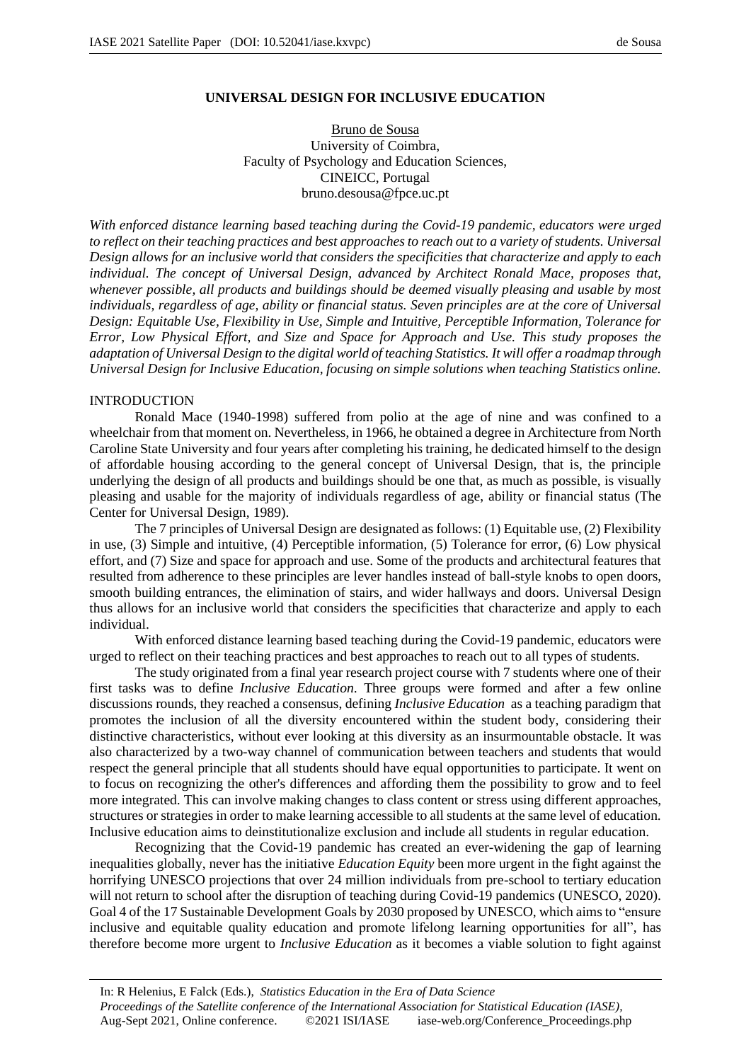# UNIVERSAL DESIGN FOR INCLUSIVE EDUCATION

Bruno de Sousa
University of Coimbra,
Faculty of Psychology and Education Sciences,
CINEICC, Portugal
bruno.desousa@fpce.uc.pt

*With enforced distance learning based teaching during the Covid-19 pandemic, educators were urged to reflect on their teaching practices and best approaches to reach out to a variety of students. Universal Design allows for an inclusive world that considers the specificities that characterize and apply to each individual. The concept of Universal Design, advanced by Architect Ronald Mace, proposes that, whenever possible, all products and buildings should be deemed visually pleasing and usable by most individuals, regardless of age, ability or financial status. Seven principles are at the core of Universal Design: Equitable Use, Flexibility in Use, Simple and Intuitive, Perceptible Information, Tolerance for Error, Low Physical Effort, and Size and Space for Approach and Use. This study proposes the adaptation of Universal Design to the digital world of teaching Statistics. It will offer a roadmap through Universal Design for Inclusive Education, focusing on simple solutions when teaching Statistics online.*

## INTRODUCTION

Ronald Mace (1940-1998) suffered from polio at the age of nine and was confined to a wheelchair from that moment on. Nevertheless, in 1966, he obtained a degree in Architecture from North Caroline State University and four years after completing his training, he dedicated himself to the design of affordable housing according to the general concept of Universal Design, that is, the principle underlying the design of all products and buildings should be one that, as much as possible, is visually pleasing and usable for the majority of individuals regardless of age, ability or financial status (The Center for Universal Design, 1989).

The 7 principles of Universal Design are designated as follows: (1) Equitable use, (2) Flexibility in use, (3) Simple and intuitive, (4) Perceptible information, (5) Tolerance for error, (6) Low physical effort, and (7) Size and space for approach and use. Some of the products and architectural features that resulted from adherence to these principles are lever handles instead of ball-style knobs to open doors, smooth building entrances, the elimination of stairs, and wider hallways and doors. Universal Design thus allows for an inclusive world that considers the specificities that characterize and apply to each individual.

With enforced distance learning based teaching during the Covid-19 pandemic, educators were urged to reflect on their teaching practices and best approaches to reach out to all types of students.

The study originated from a final year research project course with 7 students where one of their first tasks was to define *Inclusive Education*. Three groups were formed and after a few online discussions rounds, they reached a consensus, defining *Inclusive Education* as a teaching paradigm that promotes the inclusion of all the diversity encountered within the student body, considering their distinctive characteristics, without ever looking at this diversity as an insurmountable obstacle. It was also characterized by a two-way channel of communication between teachers and students that would respect the general principle that all students should have equal opportunities to participate. It went on to focus on recognizing the other's differences and affording them the possibility to grow and to feel more integrated. This can involve making changes to class content or stress using different approaches, structures or strategies in order to make learning accessible to all students at the same level of education. Inclusive education aims to deinstitutionalize exclusion and include all students in regular education.

Recognizing that the Covid-19 pandemic has created an ever-widening the gap of learning inequalities globally, never has the initiative *Education Equity* been more urgent in the fight against the horrifying UNESCO projections that over 24 million individuals from pre-school to tertiary education will not return to school after the disruption of teaching during Covid-19 pandemics (UNESCO, 2020). Goal 4 of the 17 Sustainable Development Goals by 2030 proposed by UNESCO, which aims to "ensure inclusive and equitable quality education and promote lifelong learning opportunities for all", has therefore become more urgent to *Inclusive Education* as it becomes a viable solution to fight against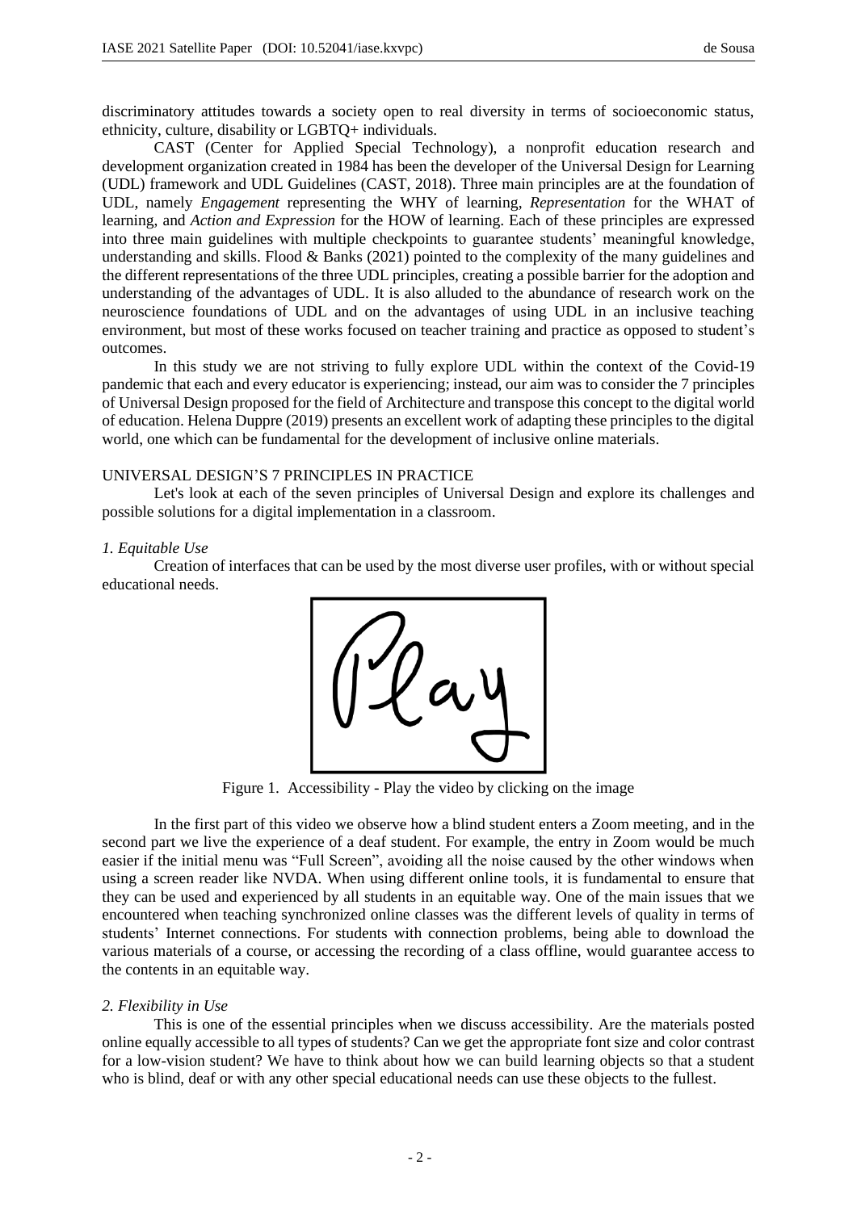discriminatory attitudes towards a society open to real diversity in terms of socioeconomic status, ethnicity, culture, disability or LGBTQ+ individuals.

CAST (Center for Applied Special Technology), a nonprofit education research and development organization created in 1984 has been the developer of the Universal Design for Learning (UDL) framework and UDL Guidelines (CAST, 2018). Three main principles are at the foundation of UDL, namely *Engagement* representing the WHY of learning, *Representation* for the WHAT of learning, and *Action and Expression* for the HOW of learning. Each of these principles are expressed into three main guidelines with multiple checkpoints to guarantee students' meaningful knowledge, understanding and skills. Flood & Banks (2021) pointed to the complexity of the many guidelines and the different representations of the three UDL principles, creating a possible barrier for the adoption and understanding of the advantages of UDL. It is also alluded to the abundance of research work on the neuroscience foundations of UDL and on the advantages of using UDL in an inclusive teaching environment, but most of these works focused on teacher training and practice as opposed to student's outcomes.

In this study we are not striving to fully explore UDL within the context of the Covid-19 pandemic that each and every educator is experiencing; instead, our aim was to consider the 7 principles of Universal Design proposed for the field of Architecture and transpose this concept to the digital world of education. Helena Duppre (2019) presents an excellent work of adapting these principles to the digital world, one which can be fundamental for the development of inclusive online materials.

## UNIVERSAL DESIGN'S 7 PRINCIPLES IN PRACTICE

Let's look at each of the seven principles of Universal Design and explore its challenges and possible solutions for a digital implementation in a classroom.

### *1. Equitable Use*

Creation of interfaces that can be used by the most diverse user profiles, with or without special educational needs.

Figure 1. Accessibility - Play the video by clicking on the image

In the first part of this video we observe how a blind student enters a Zoom meeting, and in the second part we live the experience of a deaf student. For example, the entry in Zoom would be much easier if the initial menu was "Full Screen", avoiding all the noise caused by the other windows when using a screen reader like NVDA. When using different online tools, it is fundamental to ensure that they can be used and experienced by all students in an equitable way. One of the main issues that we encountered when teaching synchronized online classes was the different levels of quality in terms of students' Internet connections. For students with connection problems, being able to download the various materials of a course, or accessing the recording of a class offline, would guarantee access to the contents in an equitable way.

### *2. Flexibility in Use*

This is one of the essential principles when we discuss accessibility. Are the materials posted online equally accessible to all types of students? Can we get the appropriate font size and color contrast for a low-vision student? We have to think about how we can build learning objects so that a student who is blind, deaf or with any other special educational needs can use these objects to the fullest.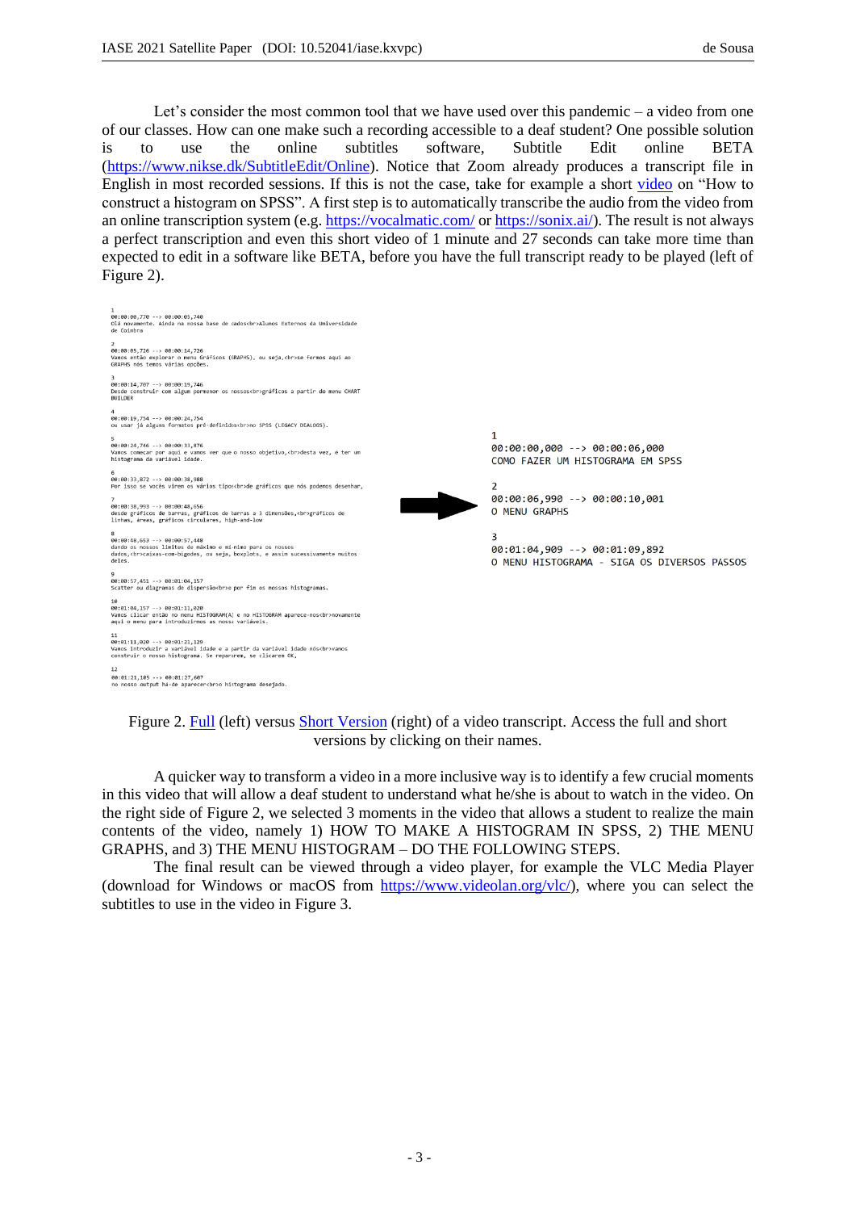Let's consider the most common tool that we have used over this pandemic – a video from one of our classes. How can one make such a recording accessible to a deaf student? One possible solution is to use the online subtitles software, Subtitle Edit online BETA (https://www.nikse.dk/SubtitleEdit/Online). Notice that Zoom already produces a transcript file in English in most recorded sessions. If this is not the case, take for example a short video on "How to construct a histogram on SPSS". A first step is to automatically transcribe the audio from the video from an online transcription system (e.g. https://vocalmatic.com/ or https://sonix.ai/). The result is not always a perfect transcription and even this short video of 1 minute and 27 seconds can take more time than expected to edit in a software like BETA, before you have the full transcript ready to be played (left of Figure 2).

```
1
00:00:00,770 --> 00:00:05,740
Olá novamente. Ainda na nossa base de dados<br>Alunos Externos da Universidade
de Coimbra

2
00:00:05,726 --> 00:00:14,726
Vamos então explorar o menu Gráficos (GRAPHS), ou seja,<br>se formos aqui ao
GRAPHS nós temos várias opções.

3
00:00:14,707 --> 00:00:19,746
Desde construir com algum pormenor os nossos<br>gráficos a partir do menu CHART
BUILDER

4
00:00:19,754 --> 00:00:24,754
ou usar já alguns formatos pré-definidos<br>no SPSS (LEGACY DIALOGS).

5
00:00:24,746 --> 00:00:33,876
Vamos começar por aqui e vamos ver que o nosso objetivo,<br>desta vez, é ter um
histograma da variável idade.

6
00:00:33,872 --> 00:00:38,988
Por isso se vocês virem os vários tipos<br>de gráficos que nós podemos desenhar,

7
00:00:38,993 --> 00:00:48,656
desde gráficos de barras, gráficos de barras a 3 dimensões,<br>gráficos de
linhas, áreas, gráficos circulares, high-and-low

8
00:00:48,653 --> 00:00:57,448
dando os nossos limites de máximo e mínimo para os nossos
dados,<br>caixas-com-bigodes, ou seja, boxplots, e assim sucessivamente muitos
deles.

9
00:00:57,451 --> 00:01:04,157
Scatter ou diagramas de dispersão<br>e por fim os nossos histogramas.

10
00:01:04,157 --> 00:01:11,020
Vamos clicar então no menu HISTOGRAM(A) e no HISTOGRAM aparece-nos<br>novamente
aqui o menu para introduzirmos as nossa variáveis.

11
00:01:11,020 --> 00:01:21,129
Vamos introduzir a variável idade e a partir da variável idade nós<br>vamos
construir o nosso histograma. Se repararem, se clicarem OK,

12
00:01:21,105 --> 00:01:27,607
no nosso output há-de aparecer<br>o histograma desejado.
```

```
1
00:00:00,000 --> 00:00:06,000
COMO FAZER UM HISTOGRAMA EM SPSS

2
00:00:06,990 --> 00:00:10,001
O MENU GRAPHS

3
00:01:04,909 --> 00:01:09,892
O MENU HISTOGRAMA - SIGA OS DIVERSOS PASSOS
```

Figure 2. Full (left) versus Short Version (right) of a video transcript. Access the full and short versions by clicking on their names.

A quicker way to transform a video in a more inclusive way is to identify a few crucial moments in this video that will allow a deaf student to understand what he/she is about to watch in the video. On the right side of Figure 2, we selected 3 moments in the video that allows a student to realize the main contents of the video, namely 1) HOW TO MAKE A HISTOGRAM IN SPSS, 2) THE MENU GRAPHS, and 3) THE MENU HISTOGRAM – DO THE FOLLOWING STEPS.

The final result can be viewed through a video player, for example the VLC Media Player (download for Windows or macOS from https://www.videolan.org/vlc/), where you can select the subtitles to use in the video in Figure 3.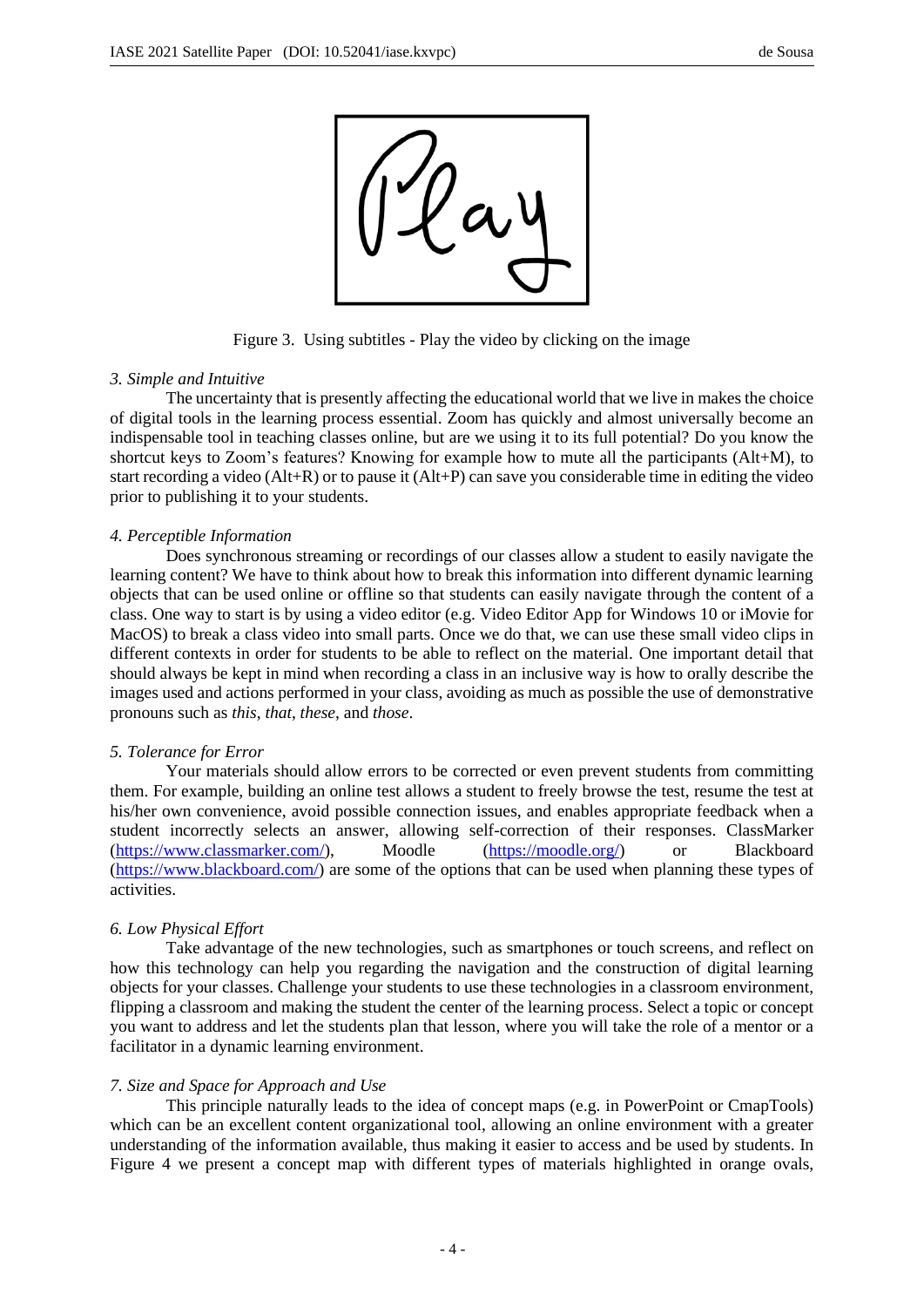Figure 3. Using subtitles - Play the video by clicking on the image

*3. Simple and Intuitive*

The uncertainty that is presently affecting the educational world that we live in makes the choice of digital tools in the learning process essential. Zoom has quickly and almost universally become an indispensable tool in teaching classes online, but are we using it to its full potential? Do you know the shortcut keys to Zoom's features? Knowing for example how to mute all the participants (Alt+M), to start recording a video (Alt+R) or to pause it (Alt+P) can save you considerable time in editing the video prior to publishing it to your students.

*4. Perceptible Information*

Does synchronous streaming or recordings of our classes allow a student to easily navigate the learning content? We have to think about how to break this information into different dynamic learning objects that can be used online or offline so that students can easily navigate through the content of a class. One way to start is by using a video editor (e.g. Video Editor App for Windows 10 or iMovie for MacOS) to break a class video into small parts. Once we do that, we can use these small video clips in different contexts in order for students to be able to reflect on the material. One important detail that should always be kept in mind when recording a class in an inclusive way is how to orally describe the images used and actions performed in your class, avoiding as much as possible the use of demonstrative pronouns such as *this*, *that*, *these*, and *those*.

*5. Tolerance for Error*

Your materials should allow errors to be corrected or even prevent students from committing them. For example, building an online test allows a student to freely browse the test, resume the test at his/her own convenience, avoid possible connection issues, and enables appropriate feedback when a student incorrectly selects an answer, allowing self-correction of their responses. ClassMarker (https://www.classmarker.com/), Moodle (https://moodle.org/) or Blackboard (https://www.blackboard.com/) are some of the options that can be used when planning these types of activities.

*6. Low Physical Effort*

Take advantage of the new technologies, such as smartphones or touch screens, and reflect on how this technology can help you regarding the navigation and the construction of digital learning objects for your classes. Challenge your students to use these technologies in a classroom environment, flipping a classroom and making the student the center of the learning process. Select a topic or concept you want to address and let the students plan that lesson, where you will take the role of a mentor or a facilitator in a dynamic learning environment.

*7. Size and Space for Approach and Use*

This principle naturally leads to the idea of concept maps (e.g. in PowerPoint or CmapTools) which can be an excellent content organizational tool, allowing an online environment with a greater understanding of the information available, thus making it easier to access and be used by students. In Figure 4 we present a concept map with different types of materials highlighted in orange ovals,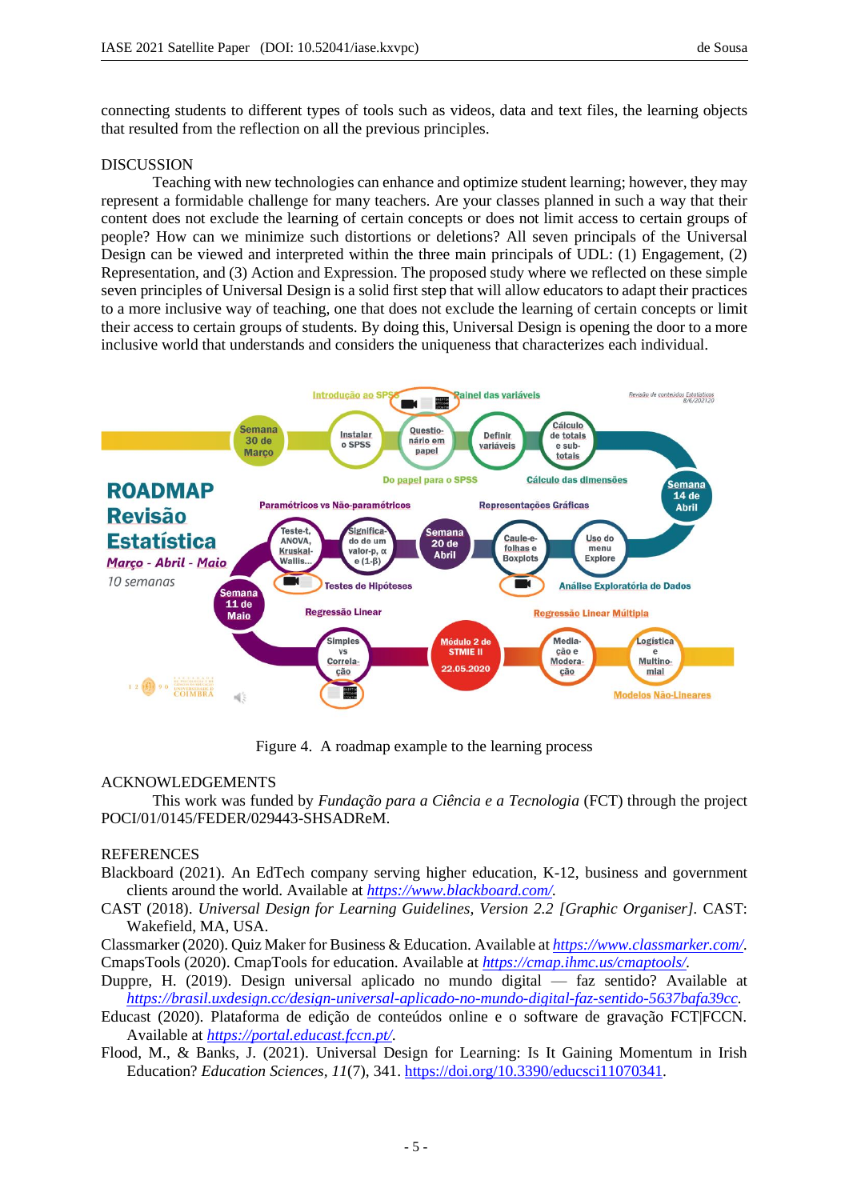connecting students to different types of tools such as videos, data and text files, the learning objects that resulted from the reflection on all the previous principles.

## DISCUSSION

Teaching with new technologies can enhance and optimize student learning; however, they may represent a formidable challenge for many teachers. Are your classes planned in such a way that their content does not exclude the learning of certain concepts or does not limit access to certain groups of people? How can we minimize such distortions or deletions? All seven principals of the Universal Design can be viewed and interpreted within the three main principals of UDL: (1) Engagement, (2) Representation, and (3) Action and Expression. The proposed study where we reflected on these simple seven principles of Universal Design is a solid first step that will allow educators to adapt their practices to a more inclusive way of teaching, one that does not exclude the learning of certain concepts or limit their access to certain groups of students. By doing this, Universal Design is opening the door to a more inclusive world that understands and considers the uniqueness that characterizes each individual.

Figure 4. A roadmap example to the learning process

## ACKNOWLEDGEMENTS

This work was funded by *Fundação para a Ciência e a Tecnologia* (FCT) through the project POCI/01/0145/FEDER/029443-SHSADReM.

## REFERENCES

Blackboard (2021). An EdTech company serving higher education, K-12, business and government clients around the world. Available at https://www.blackboard.com/.

CAST (2018). *Universal Design for Learning Guidelines, Version 2.2 [Graphic Organiser]*. CAST: Wakefield, MA, USA.

Classmarker (2020). Quiz Maker for Business & Education. Available at https://www.classmarker.com/.

CmapsTools (2020). CmapTools for education. Available at https://cmap.ihmc.us/cmaptools/.

Duppre, H. (2019). Design universal aplicado no mundo digital — faz sentido? Available at https://brasil.uxdesign.cc/design-universal-aplicado-no-mundo-digital-faz-sentido-5637bafa39cc.

Educast (2020). Plataforma de edição de conteúdos online e o software de gravação FCT|FCCN. Available at https://portal.educast.fccn.pt/.

Flood, M., & Banks, J. (2021). Universal Design for Learning: Is It Gaining Momentum in Irish Education? *Education Sciences*, *11*(7), 341. https://doi.org/10.3390/educsci11070341.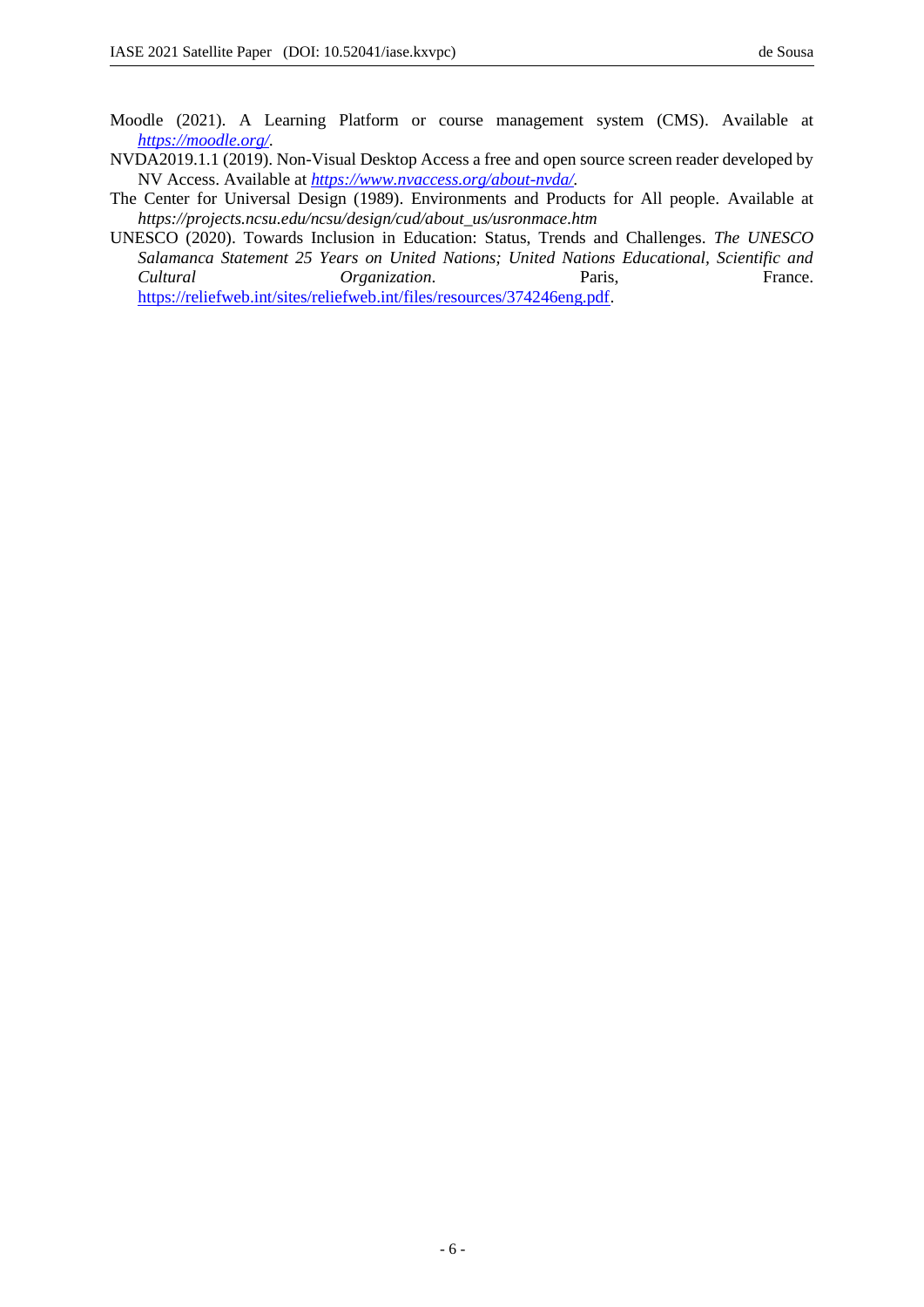Moodle (2021). A Learning Platform or course management system (CMS). Available at *https://moodle.org/*.

NVDA2019.1.1 (2019). Non-Visual Desktop Access a free and open source screen reader developed by NV Access. Available at *https://www.nvaccess.org/about-nvda/*.

The Center for Universal Design (1989). Environments and Products for All people. Available at *https://projects.ncsu.edu/ncsu/design/cud/about_us/usronmace.htm*

UNESCO (2020). Towards Inclusion in Education: Status, Trends and Challenges. *The UNESCO Salamanca Statement 25 Years on United Nations; United Nations Educational, Scientific and Cultural Organization*. Paris, France. https://reliefweb.int/sites/reliefweb.int/files/resources/374246eng.pdf.